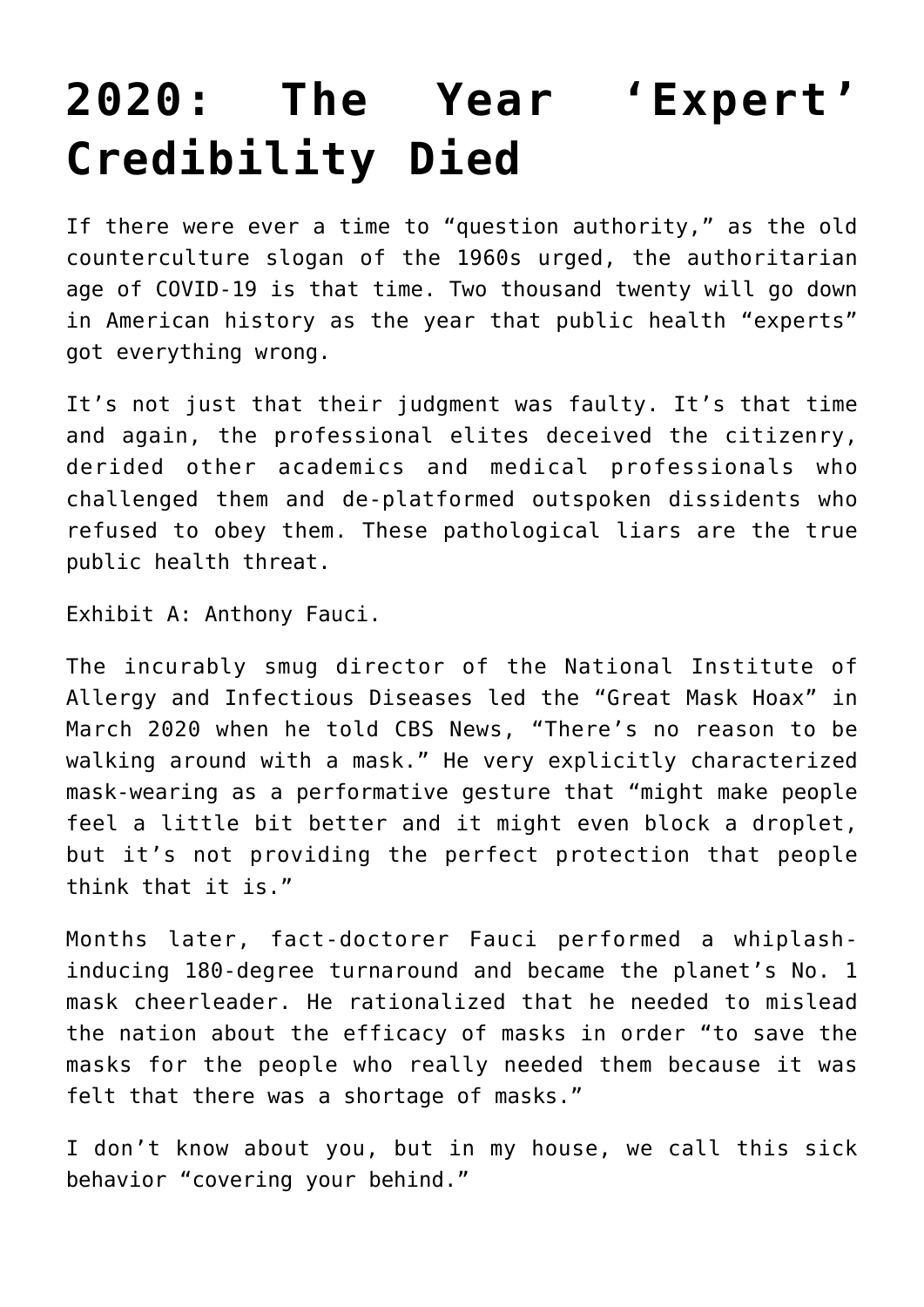# 2020: The Year 'Expert' Credibility Died

If there were ever a time to "question authority," as the old counterculture slogan of the 1960s urged, the authoritarian age of COVID-19 is that time. Two thousand twenty will go down in American history as the year that public health "experts" got everything wrong.

It's not just that their judgment was faulty. It's that time and again, the professional elites deceived the citizenry, derided other academics and medical professionals who challenged them and de-platformed outspoken dissidents who refused to obey them. These pathological liars are the true public health threat.

Exhibit A: Anthony Fauci.

The incurably smug director of the National Institute of Allergy and Infectious Diseases led the "Great Mask Hoax" in March 2020 when he told CBS News, "There's no reason to be walking around with a mask." He very explicitly characterized mask-wearing as a performative gesture that "might make people feel a little bit better and it might even block a droplet, but it's not providing the perfect protection that people think that it is."

Months later, fact-doctorer Fauci performed a whiplash-inducing 180-degree turnaround and became the planet's No. 1 mask cheerleader. He rationalized that he needed to mislead the nation about the efficacy of masks in order "to save the masks for the people who really needed them because it was felt that there was a shortage of masks."

I don't know about you, but in my house, we call this sick behavior "covering your behind."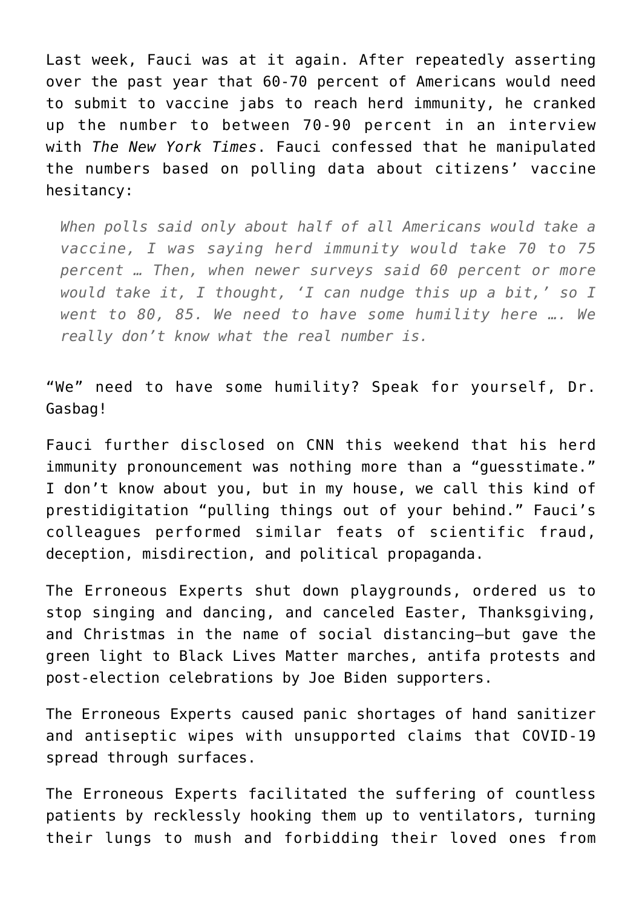Last week, Fauci was at it again. After repeatedly asserting over the past year that 60-70 percent of Americans would need to submit to vaccine jabs to reach herd immunity, he cranked up the number to between 70-90 percent in an interview with *The New York Times*. Fauci confessed that he manipulated the numbers based on polling data about citizens' vaccine hesitancy:

> *When polls said only about half of all Americans would take a vaccine, I was saying herd immunity would take 70 to 75 percent … Then, when newer surveys said 60 percent or more would take it, I thought, 'I can nudge this up a bit,' so I went to 80, 85. We need to have some humility here …. We really don't know what the real number is.*

"We" need to have some humility? Speak for yourself, Dr. Gasbag!

Fauci further disclosed on CNN this weekend that his herd immunity pronouncement was nothing more than a "guesstimate." I don't know about you, but in my house, we call this kind of prestidigitation "pulling things out of your behind." Fauci's colleagues performed similar feats of scientific fraud, deception, misdirection, and political propaganda.

The Erroneous Experts shut down playgrounds, ordered us to stop singing and dancing, and canceled Easter, Thanksgiving, and Christmas in the name of social distancing—but gave the green light to Black Lives Matter marches, antifa protests and post-election celebrations by Joe Biden supporters.

The Erroneous Experts caused panic shortages of hand sanitizer and antiseptic wipes with unsupported claims that COVID-19 spread through surfaces.

The Erroneous Experts facilitated the suffering of countless patients by recklessly hooking them up to ventilators, turning their lungs to mush and forbidding their loved ones from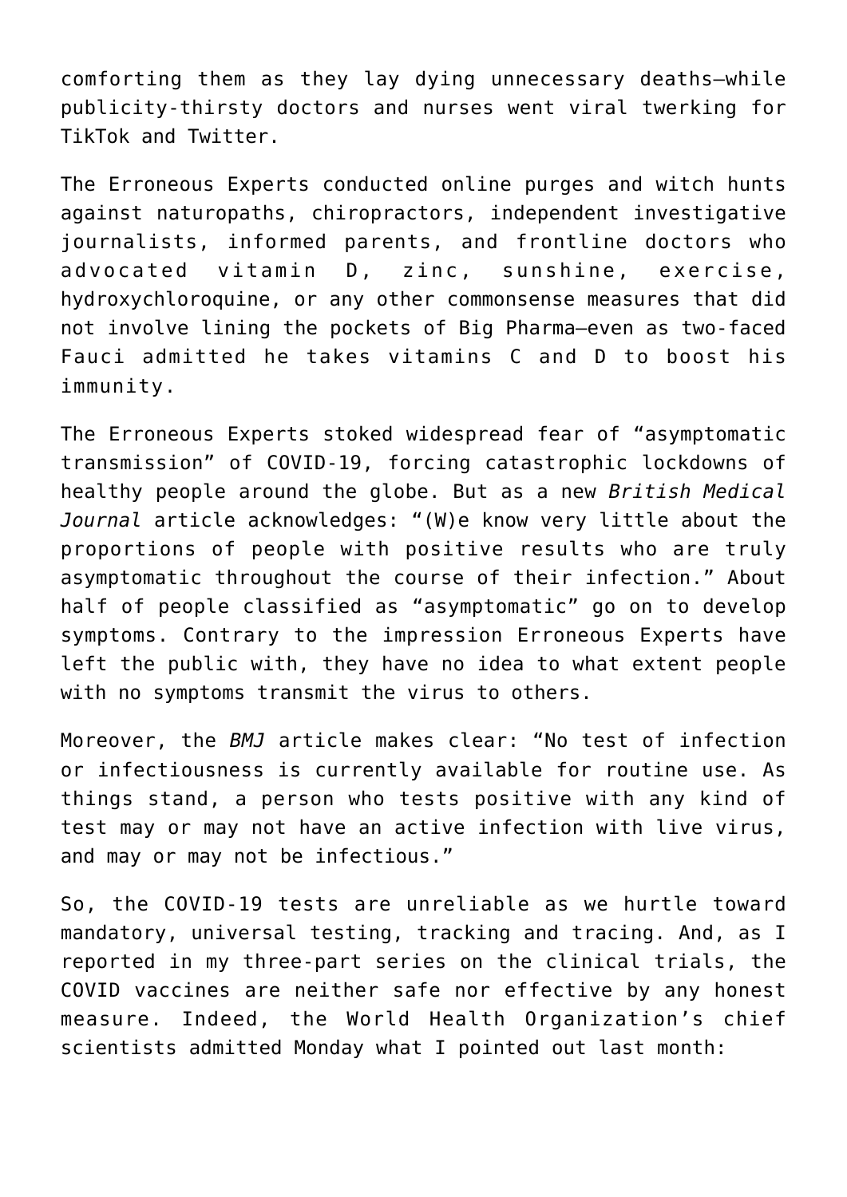comforting them as they lay dying unnecessary deaths—while publicity-thirsty doctors and nurses went viral twerking for TikTok and Twitter.

The Erroneous Experts conducted online purges and witch hunts against naturopaths, chiropractors, independent investigative journalists, informed parents, and frontline doctors who advocated vitamin D, zinc, sunshine, exercise, hydroxychloroquine, or any other commonsense measures that did not involve lining the pockets of Big Pharma—even as two-faced Fauci admitted he takes vitamins C and D to boost his immunity.

The Erroneous Experts stoked widespread fear of "asymptomatic transmission" of COVID-19, forcing catastrophic lockdowns of healthy people around the globe. But as a new *British Medical Journal* article acknowledges: "(W)e know very little about the proportions of people with positive results who are truly asymptomatic throughout the course of their infection." About half of people classified as "asymptomatic" go on to develop symptoms. Contrary to the impression Erroneous Experts have left the public with, they have no idea to what extent people with no symptoms transmit the virus to others.

Moreover, the *BMJ* article makes clear: "No test of infection or infectiousness is currently available for routine use. As things stand, a person who tests positive with any kind of test may or may not have an active infection with live virus, and may or may not be infectious."

So, the COVID-19 tests are unreliable as we hurtle toward mandatory, universal testing, tracking and tracing. And, as I reported in my three-part series on the clinical trials, the COVID vaccines are neither safe nor effective by any honest measure. Indeed, the World Health Organization's chief scientists admitted Monday what I pointed out last month: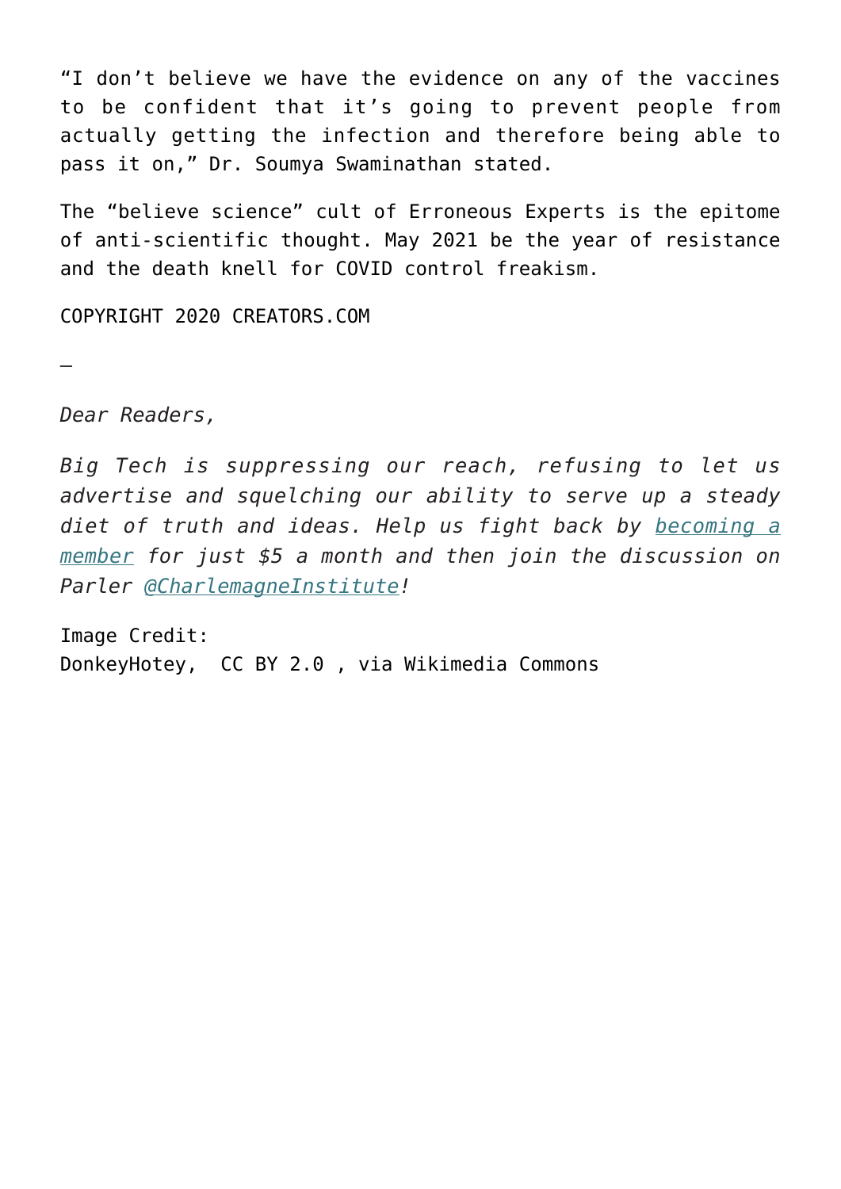"I don't believe we have the evidence on any of the vaccines to be confident that it's going to prevent people from actually getting the infection and therefore being able to pass it on," Dr. Soumya Swaminathan stated.

The "believe science" cult of Erroneous Experts is the epitome of anti-scientific thought. May 2021 be the year of resistance and the death knell for COVID control freakism.

COPYRIGHT 2020 CREATORS.COM

—

*Dear Readers,*

*Big Tech is suppressing our reach, refusing to let us advertise and squelching our ability to serve up a steady diet of truth and ideas. Help us fight back by becoming a member for just $5 a month and then join the discussion on Parler @CharlemagneInstitute!*

Image Credit:
DonkeyHotey, CC BY 2.0 , via Wikimedia Commons